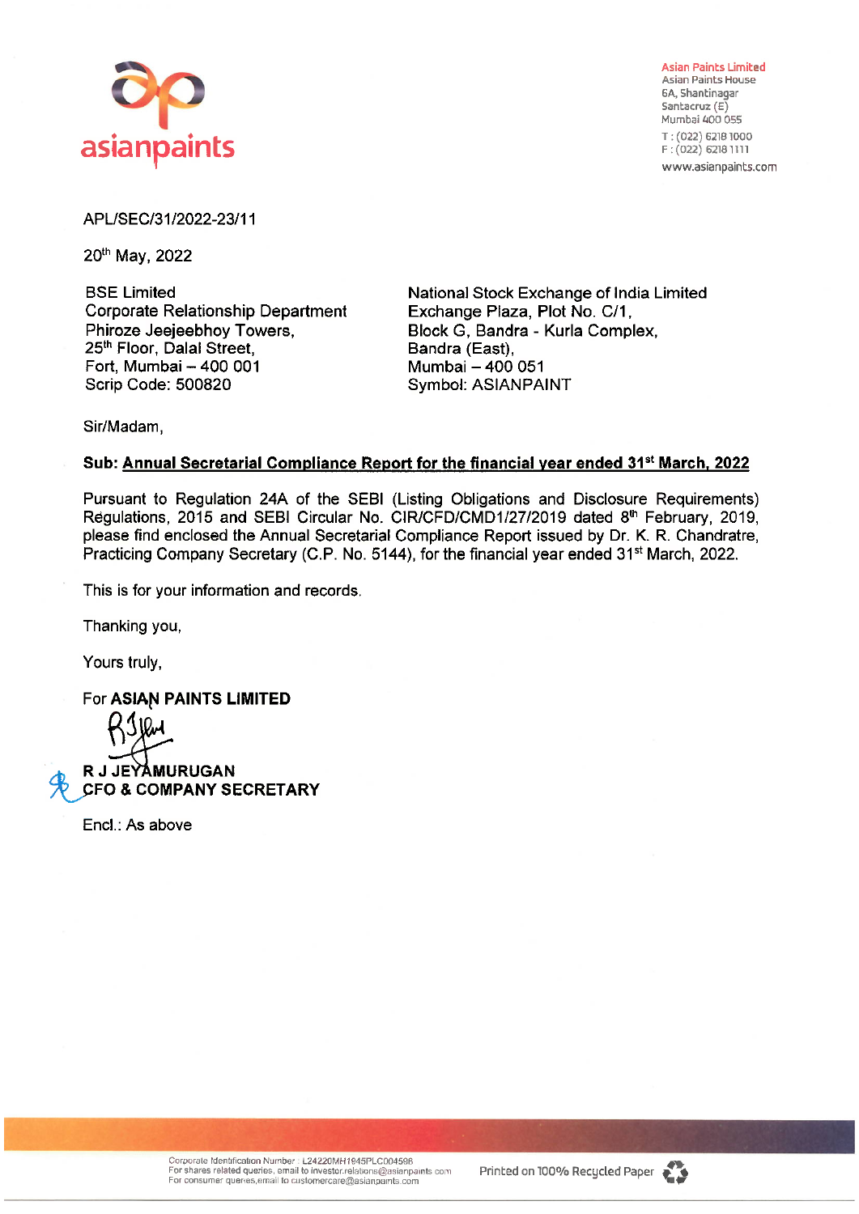**Asian Paints Limited**
Asian Paints House
6A, Shantinagar
Santacruz (E)
Mumbai 400 055
T : (022) 6218 1000
F : (022) 6218 1111
www.asianpaints.com

APL/SEC/31/2022-23/11

20th May, 2022

BSE Limited
Corporate Relationship Department
Phiroze Jeejeebhoy Towers,
25th Floor, Dalal Street,
Fort, Mumbai – 400 001
Scrip Code: 500820

National Stock Exchange of India Limited
Exchange Plaza, Plot No. C/1,
Block G, Bandra - Kurla Complex,
Bandra (East),
Mumbai – 400 051
Symbol: ASIANPAINT

Sir/Madam,

**Sub: Annual Secretarial Compliance Report for the financial year ended 31st March, 2022**

Pursuant to Regulation 24A of the SEBI (Listing Obligations and Disclosure Requirements) Regulations, 2015 and SEBI Circular No. CIR/CFD/CMD1/27/2019 dated 8th February, 2019, please find enclosed the Annual Secretarial Compliance Report issued by Dr. K. R. Chandratre, Practicing Company Secretary (C.P. No. 5144), for the financial year ended 31st March, 2022.

This is for your information and records.

Thanking you,

Yours truly,

For **ASIAN PAINTS LIMITED**

**R J JEYAMURUGAN**
**CFO & COMPANY SECRETARY**

Encl.: As above

Corporate Identification Number : L24220MH1945PLC004598
For shares related queries, email to investor.relations@asianpaints.com
For consumer queries, email to customercare@asianpaints.com

Printed on 100% Recycled Paper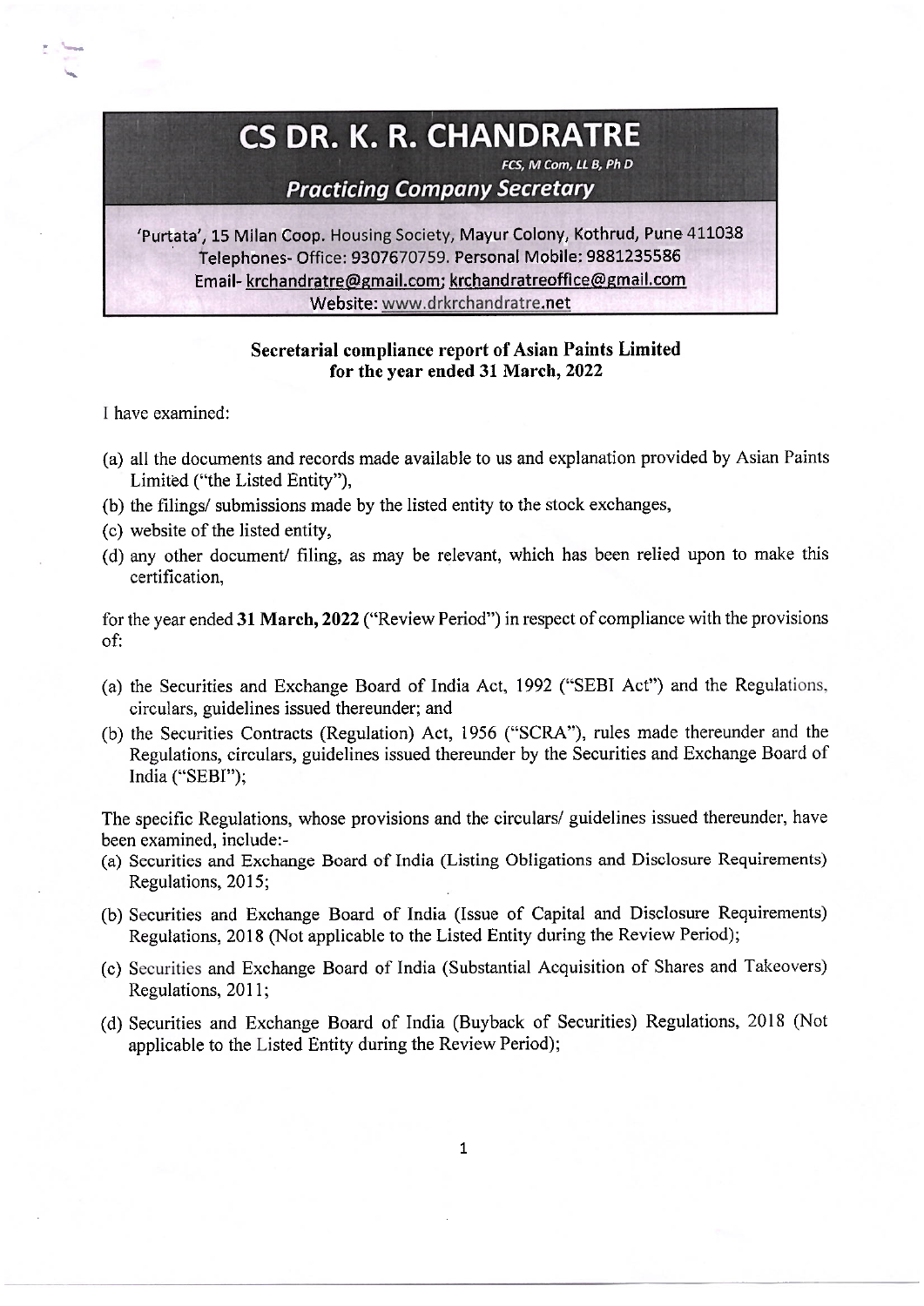# CS DR. K. R. CHANDRATRE

*FCS, M Com, LL B, Ph D*

## *Practicing Company Secretary*

'Purtata', 15 Milan Coop. Housing Society, Mayur Colony, Kothrud, Pune 411038
Telephones- Office: 9307670759. Personal Mobile: 9881235586
Email- krchandratre@gmail.com; krchandratreoffice@gmail.com
Website: www.drkrchandratre.net

**Secretarial compliance report of Asian Paints Limited for the year ended 31 March, 2022**

I have examined:

(a) all the documents and records made available to us and explanation provided by Asian Paints Limited ("the Listed Entity"),
(b) the filings/ submissions made by the listed entity to the stock exchanges,
(c) website of the listed entity,
(d) any other document/ filing, as may be relevant, which has been relied upon to make this certification,

for the year ended **31 March, 2022** ("Review Period") in respect of compliance with the provisions of:

(a) the Securities and Exchange Board of India Act, 1992 ("SEBI Act") and the Regulations, circulars, guidelines issued thereunder; and
(b) the Securities Contracts (Regulation) Act, 1956 ("SCRA"), rules made thereunder and the Regulations, circulars, guidelines issued thereunder by the Securities and Exchange Board of India ("SEBI");

The specific Regulations, whose provisions and the circulars/ guidelines issued thereunder, have been examined, include:-

(a) Securities and Exchange Board of India (Listing Obligations and Disclosure Requirements) Regulations, 2015;
(b) Securities and Exchange Board of India (Issue of Capital and Disclosure Requirements) Regulations, 2018 (Not applicable to the Listed Entity during the Review Period);
(c) Securities and Exchange Board of India (Substantial Acquisition of Shares and Takeovers) Regulations, 2011;
(d) Securities and Exchange Board of India (Buyback of Securities) Regulations, 2018 (Not applicable to the Listed Entity during the Review Period);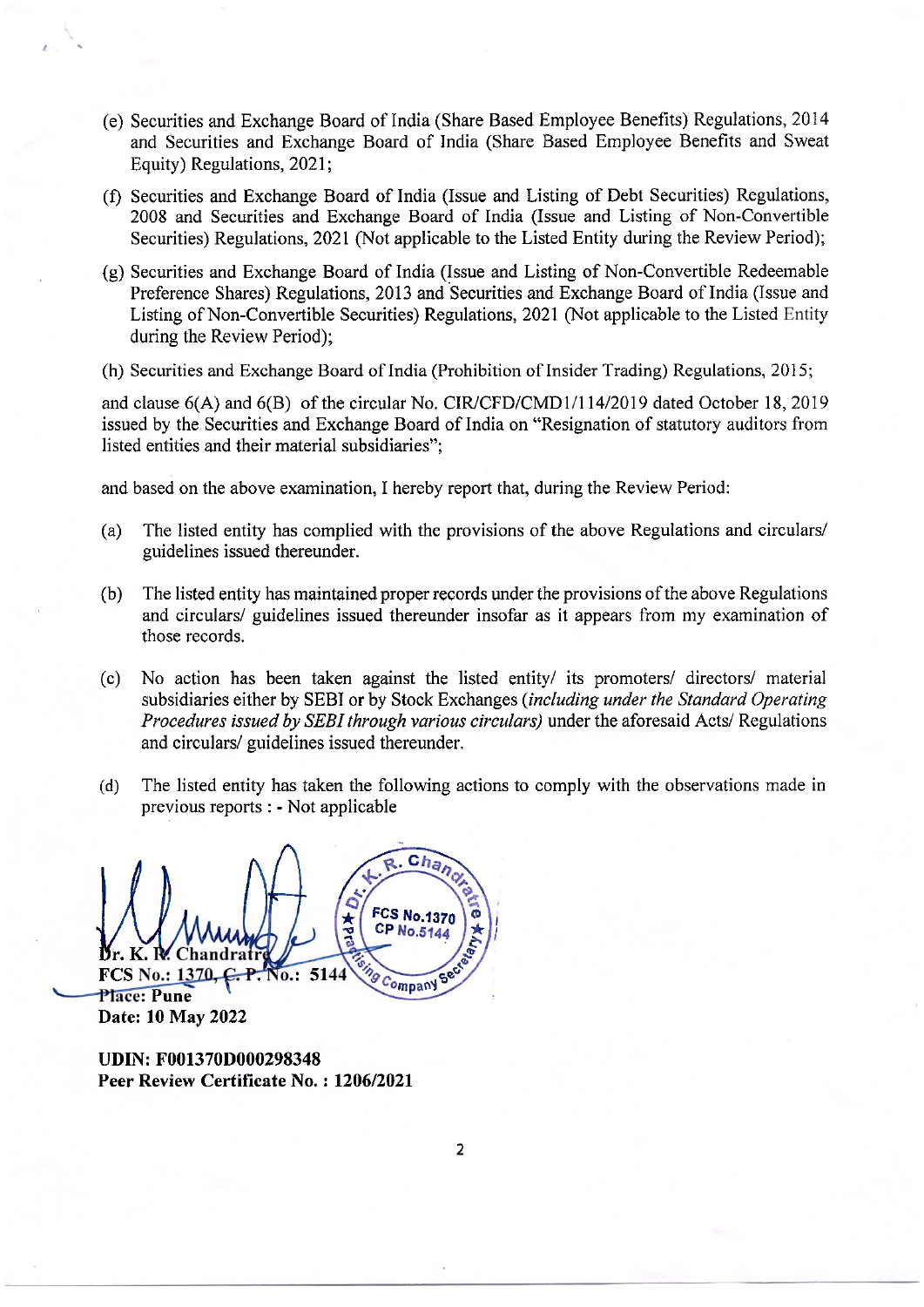(e) Securities and Exchange Board of India (Share Based Employee Benefits) Regulations, 2014 and Securities and Exchange Board of India (Share Based Employee Benefits and Sweat Equity) Regulations, 2021;

(f) Securities and Exchange Board of India (Issue and Listing of Debt Securities) Regulations, 2008 and Securities and Exchange Board of India (Issue and Listing of Non-Convertible Securities) Regulations, 2021 (Not applicable to the Listed Entity during the Review Period);

(g) Securities and Exchange Board of India (Issue and Listing of Non-Convertible Redeemable Preference Shares) Regulations, 2013 and Securities and Exchange Board of India (Issue and Listing of Non-Convertible Securities) Regulations, 2021 (Not applicable to the Listed Entity during the Review Period);

(h) Securities and Exchange Board of India (Prohibition of Insider Trading) Regulations, 2015;

and clause 6(A) and 6(B) of the circular No. CIR/CFD/CMD1/114/2019 dated October 18, 2019 issued by the Securities and Exchange Board of India on "Resignation of statutory auditors from listed entities and their material subsidiaries";

and based on the above examination, I hereby report that, during the Review Period:

(a) The listed entity has complied with the provisions of the above Regulations and circulars/ guidelines issued thereunder.

(b) The listed entity has maintained proper records under the provisions of the above Regulations and circulars/ guidelines issued thereunder insofar as it appears from my examination of those records.

(c) No action has been taken against the listed entity/ its promoters/ directors/ material subsidiaries either by SEBI or by Stock Exchanges (*including under the Standard Operating Procedures issued by SEBI through various circulars)* under the aforesaid Acts/ Regulations and circulars/ guidelines issued thereunder.

(d) The listed entity has taken the following actions to comply with the observations made in previous reports : - Not applicable

Dr. K. R. Chandratre
FCS No.: 1370, C. P. No.: 5144
Place: Pune
Date: 10 May 2022

**UDIN: F001370D000298348**
**Peer Review Certificate No. : 1206/2021**